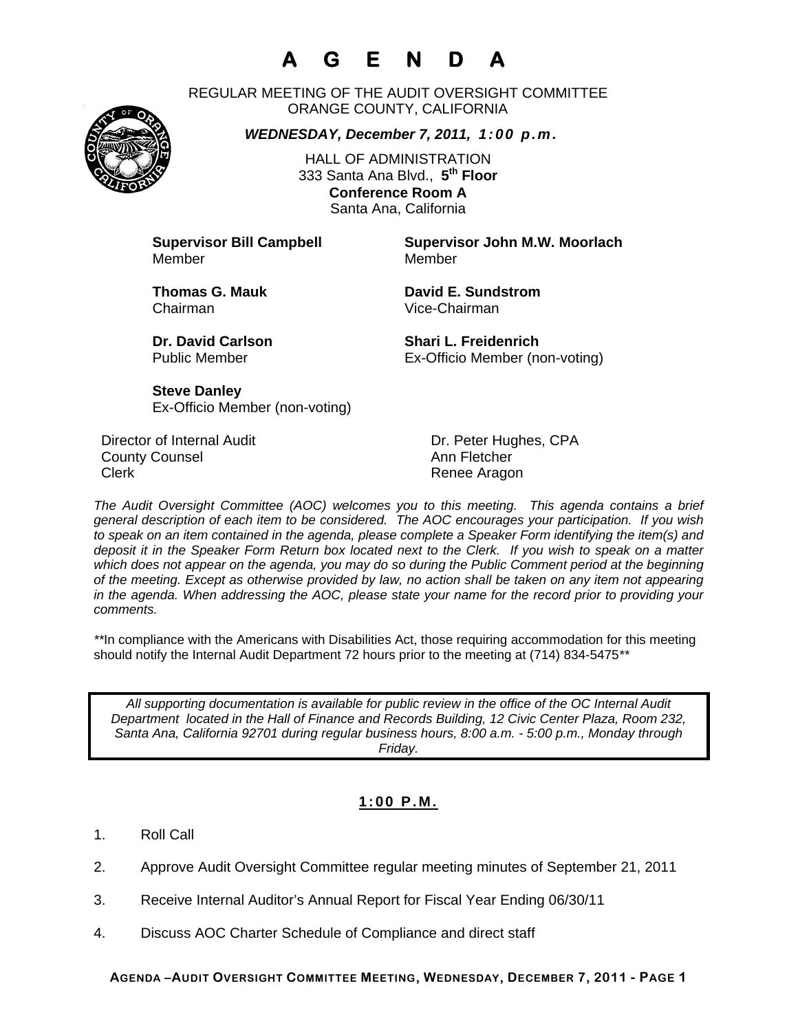# A G E N D A

REGULAR MEETING OF THE AUDIT OVERSIGHT COMMITTEE
ORANGE COUNTY, CALIFORNIA

***WEDNESDAY, December 7, 2011, 1:00 p.m.***

HALL OF ADMINISTRATION
333 Santa Ana Blvd., **5th Floor**
**Conference Room A**
Santa Ana, California

**Supervisor Bill Campbell**
Member

**Supervisor John M.W. Moorlach**
Member

**Thomas G. Mauk**
Chairman

**David E. Sundstrom**
Vice-Chairman

**Dr. David Carlson**
Public Member

**Shari L. Freidenrich**
Ex-Officio Member (non-voting)

**Steve Danley**
Ex-Officio Member (non-voting)

| | |
|---|---|
| Director of Internal Audit | Dr. Peter Hughes, CPA |
| County Counsel | Ann Fletcher |
| Clerk | Renee Aragon |

*The Audit Oversight Committee (AOC) welcomes you to this meeting. This agenda contains a brief general description of each item to be considered. The AOC encourages your participation. If you wish to speak on an item contained in the agenda, please complete a Speaker Form identifying the item(s) and deposit it in the Speaker Form Return box located next to the Clerk. If you wish to speak on a matter which does not appear on the agenda, you may do so during the Public Comment period at the beginning of the meeting. Except as otherwise provided by law, no action shall be taken on any item not appearing in the agenda. When addressing the AOC, please state your name for the record prior to providing your comments.*

\*\*In compliance with the Americans with Disabilities Act, those requiring accommodation for this meeting should notify the Internal Audit Department 72 hours prior to the meeting at (714) 834-5475\*\*

*All supporting documentation is available for public review in the office of the OC Internal Audit Department located in the Hall of Finance and Records Building, 12 Civic Center Plaza, Room 232, Santa Ana, California 92701 during regular business hours, 8:00 a.m. - 5:00 p.m., Monday through Friday.*

**1:00 P.M.**

1. Roll Call
2. Approve Audit Oversight Committee regular meeting minutes of September 21, 2011
3. Receive Internal Auditor's Annual Report for Fiscal Year Ending 06/30/11
4. Discuss AOC Charter Schedule of Compliance and direct staff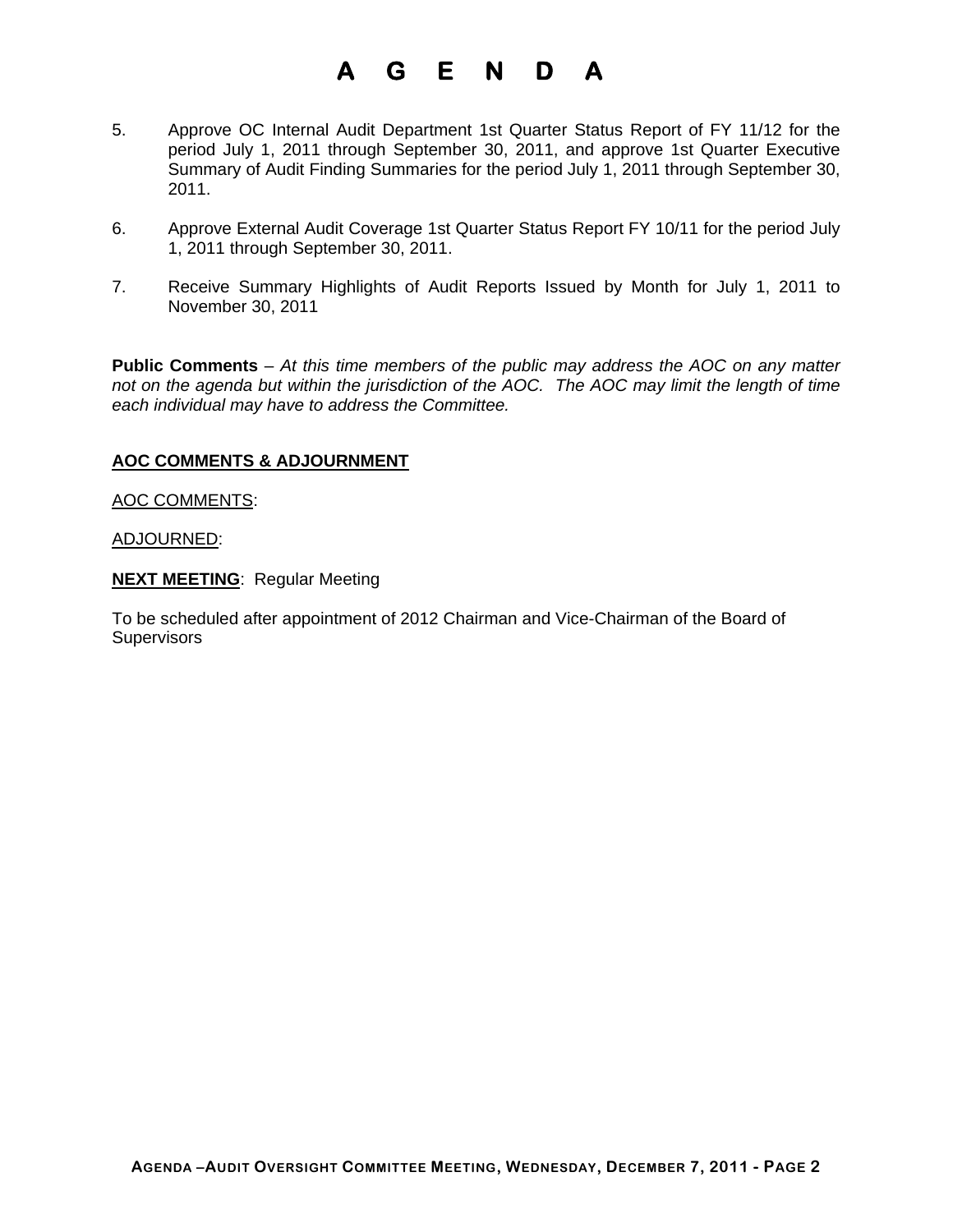# A G E N D A

5. Approve OC Internal Audit Department 1st Quarter Status Report of FY 11/12 for the period July 1, 2011 through September 30, 2011, and approve 1st Quarter Executive Summary of Audit Finding Summaries for the period July 1, 2011 through September 30, 2011.

6. Approve External Audit Coverage 1st Quarter Status Report FY 10/11 for the period July 1, 2011 through September 30, 2011.

7. Receive Summary Highlights of Audit Reports Issued by Month for July 1, 2011 to November 30, 2011

**Public Comments** – *At this time members of the public may address the AOC on any matter not on the agenda but within the jurisdiction of the AOC. The AOC may limit the length of time each individual may have to address the Committee.*

**AOC COMMENTS & ADJOURNMENT**

AOC COMMENTS:

ADJOURNED:

**NEXT MEETING**: Regular Meeting

To be scheduled after appointment of 2012 Chairman and Vice-Chairman of the Board of Supervisors